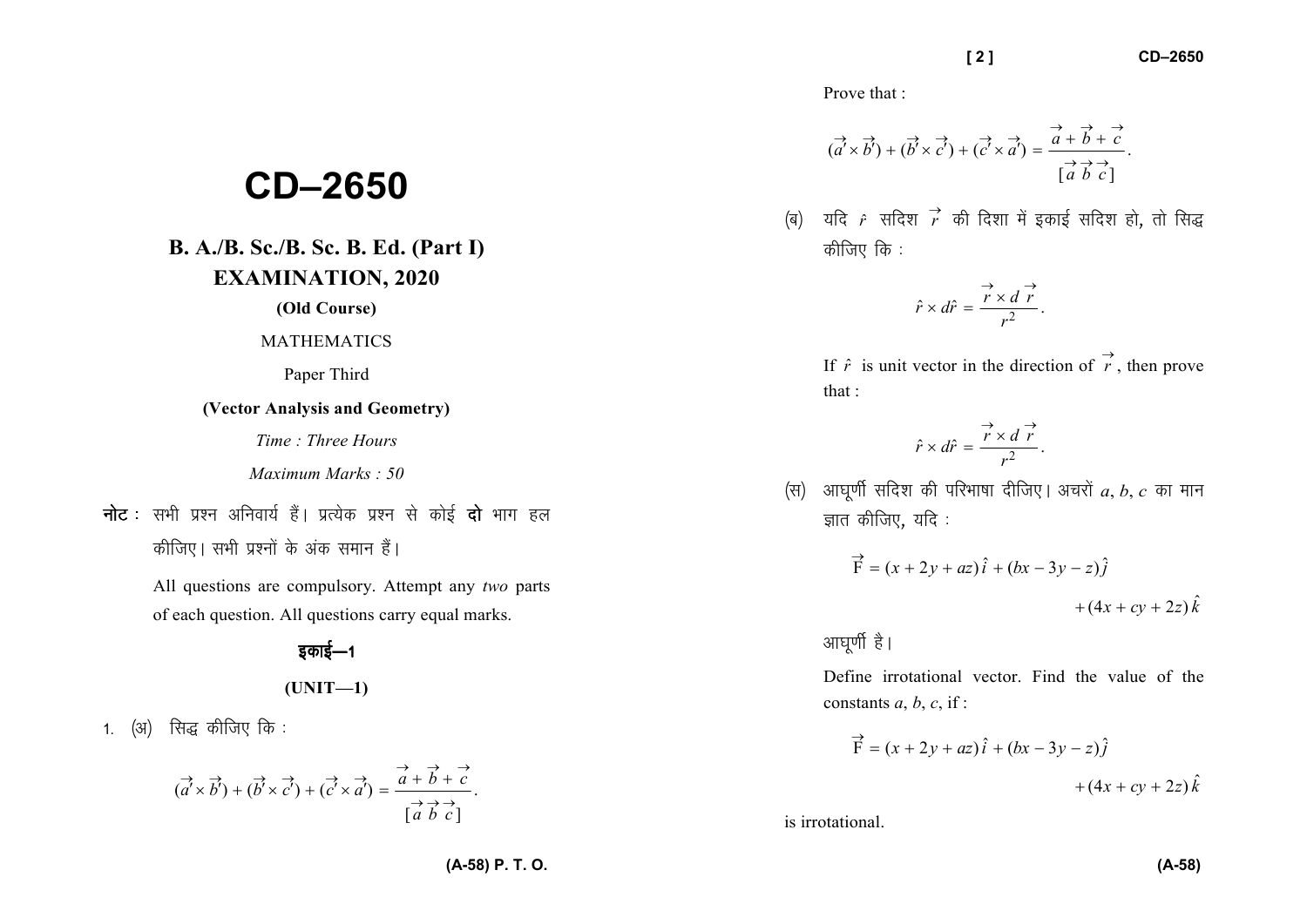# CD–2650

## B. A./B. Sc./B. Sc. B. Ed. (Part I) EXAMINATION, 2020

**(Old Course)**

MATHEMATICS

Paper Third

**(Vector Analysis and Geometry)**

*Time : Three Hours*

*Maximum Marks : 50*

**नोट :** सभी प्रश्न अनिवार्य हैं। प्रत्येक प्रश्न से कोई **दो** भाग हल कीजिए। सभी प्रश्नों के अंक समान हैं।

All questions are compulsory. Attempt any *two* parts of each question. All questions carry equal marks.

### इकाई—1

### (UNIT—1)

1. (अ) सिद्ध कीजिए कि :

$$(\vec{a'} \times \vec{b'}) + (\vec{b'} \times \vec{c'}) + (\vec{c'} \times \vec{a'}) = \frac{\vec{a} + \vec{b} + \vec{c}}{[\vec{a}\ \vec{b}\ \vec{c}]}.$$

Prove that :

$$(\vec{a'} \times \vec{b'}) + (\vec{b'} \times \vec{c'}) + (\vec{c'} \times \vec{a'}) = \frac{\vec{a} + \vec{b} + \vec{c}}{[\vec{a}\ \vec{b}\ \vec{c}]}.$$

(ब) यदि $\hat{r}$ सदिश $\vec{r}$ की दिशा में इकाई सदिश हो, तो सिद्ध कीजिए कि :

$$\hat{r} \times d\hat{r} = \frac{\vec{r} \times d\,\vec{r}}{r^2}.$$

If $\hat{r}$ is unit vector in the direction of $\vec{r}$, then prove that :

$$\hat{r} \times d\hat{r} = \frac{\vec{r} \times d\,\vec{r}}{r^2}.$$

(स) आघूर्णी सदिश की परिभाषा दीजिए। अचरों $a, b, c$ का मान ज्ञात कीजिए, यदि :

$$\vec{F} = (x + 2y + az)\,\hat{i} + (bx - 3y - z)\,\hat{j} + (4x + cy + 2z)\,\hat{k}$$

आघूर्णी है।

Define irrotational vector. Find the value of the constants $a, b, c$, if :

$$\vec{F} = (x + 2y + az)\,\hat{i} + (bx - 3y - z)\,\hat{j} + (4x + cy + 2z)\,\hat{k}$$

is irrotational.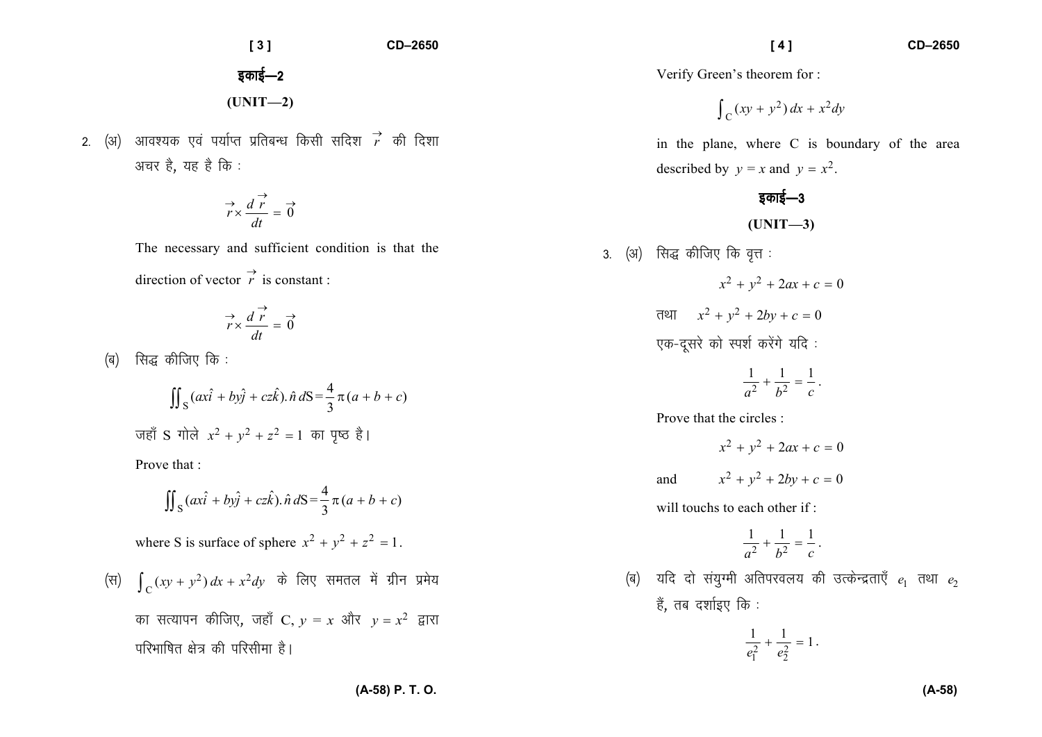## इकाई—2

## (UNIT—2)

2. (अ) आवश्यक एवं पर्याप्त प्रतिबन्ध किसी सदिश $\vec{r}$ की दिशा अचर है, यह है कि :

$$\vec{r} \times \frac{d\vec{r}}{dt} = \vec{0}$$

The necessary and sufficient condition is that the direction of vector $\vec{r}$ is constant :

$$\vec{r} \times \frac{d\vec{r}}{dt} = \vec{0}$$

(ब) सिद्ध कीजिए कि :

$$\iint_S (ax\hat{i} + by\hat{j} + cz\hat{k}).\hat{n}\, dS = \frac{4}{3}\pi(a + b + c)$$

जहाँ S गोले $x^2 + y^2 + z^2 = 1$ का पृष्ठ है।

Prove that :

$$\iint_S (ax\hat{i} + by\hat{j} + cz\hat{k}).\hat{n}\, dS = \frac{4}{3}\pi(a + b + c)$$

where S is surface of sphere $x^2 + y^2 + z^2 = 1$.

(स) $\int_C (xy + y^2)\, dx + x^2 dy$ के लिए समतल में ग्रीन प्रमेय का सत्यापन कीजिए, जहाँ C, $y = x$ और $y = x^2$ द्वारा परिभाषित क्षेत्र की परिसीमा है।

Verify Green's theorem for :

$$\int_C (xy + y^2)\, dx + x^2 dy$$

in the plane, where C is boundary of the area described by $y = x$ and $y = x^2$.

## इकाई—3

## (UNIT—3)

3. (अ) सिद्ध कीजिए कि वृत्त :

$$x^2 + y^2 + 2ax + c = 0$$

तथा $\quad x^2 + y^2 + 2by + c = 0$

एक-दूसरे को स्पर्श करेंगे यदि :

$$\frac{1}{a^2} + \frac{1}{b^2} = \frac{1}{c}.$$

Prove that the circles :

$$x^2 + y^2 + 2ax + c = 0$$

and $\quad x^2 + y^2 + 2by + c = 0$

will touchs to each other if :

$$\frac{1}{a^2} + \frac{1}{b^2} = \frac{1}{c}.$$

(ब) यदि दो संयुग्मी अतिपरवलय की उत्केन्द्रताएँ $e_1$ तथा $e_2$ हैं, तब दर्शाइए कि :

$$\frac{1}{e_1^2} + \frac{1}{e_2^2} = 1.$$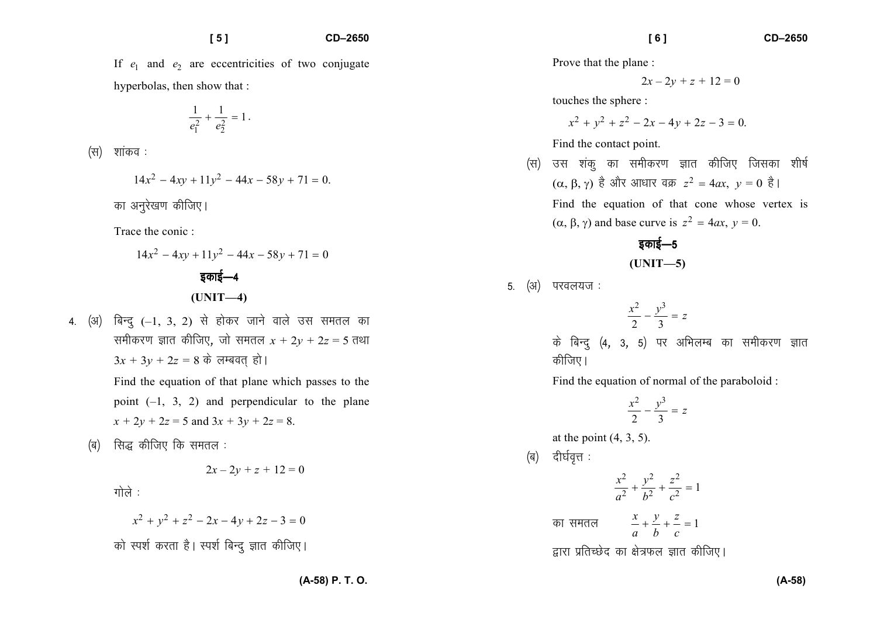If $e_1$ and $e_2$ are eccentricities of two conjugate hyperbolas, then show that :

$$\frac{1}{e_1^2} + \frac{1}{e_2^2} = 1.$$

(स) शांकव :

$$14x^2 - 4xy + 11y^2 - 44x - 58y + 71 = 0.$$

का अनुरेखण कीजिए।

Trace the conic :

$$14x^2 - 4xy + 11y^2 - 44x - 58y + 71 = 0$$

## इकाई—4

## (UNIT—4)

4. (अ) बिन्दु $(-1, 3, 2)$ से होकर जाने वाले उस समतल का समीकरण ज्ञात कीजिए, जो समतल $x + 2y + 2z = 5$ तथा $3x + 3y + 2z = 8$ के लम्बवत् हो।

Find the equation of that plane which passes to the point $(-1, 3, 2)$ and perpendicular to the plane $x + 2y + 2z = 5$ and $3x + 3y + 2z = 8$.

(ब) सिद्ध कीजिए कि समतल :

$$2x - 2y + z + 12 = 0$$

गोले :

$$x^2 + y^2 + z^2 - 2x - 4y + 2z - 3 = 0$$

को स्पर्श करता है। स्पर्श बिन्दु ज्ञात कीजिए।

Prove that the plane :

$$2x - 2y + z + 12 = 0$$

touches the sphere :

$$x^2 + y^2 + z^2 - 2x - 4y + 2z - 3 = 0.$$

Find the contact point.

(स) उस शंकु का समीकरण ज्ञात कीजिए जिसका शीर्ष $(\alpha, \beta, \gamma)$ है और आधार वक्र $z^2 = 4ax,\ y = 0$ है।

Find the equation of that cone whose vertex is $(\alpha, \beta, \gamma)$ and base curve is $z^2 = 4ax,\ y = 0$.

## इकाई—5

## (UNIT—5)

5. (अ) परवलयज :

$$\frac{x^2}{2} - \frac{y^3}{3} = z$$

के बिन्दु (4, 3, 5) पर अभिलम्ब का समीकरण ज्ञात कीजिए।

Find the equation of normal of the paraboloid :

$$\frac{x^2}{2} - \frac{y^3}{3} = z$$

at the point (4, 3, 5).

(ब) दीर्घवृत्त :

$$\frac{x^2}{a^2} + \frac{y^2}{b^2} + \frac{z^2}{c^2} = 1$$

का समतल $\quad \dfrac{x}{a} + \dfrac{y}{b} + \dfrac{z}{c} = 1$

द्वारा प्रतिच्छेद का क्षेत्रफल ज्ञात कीजिए।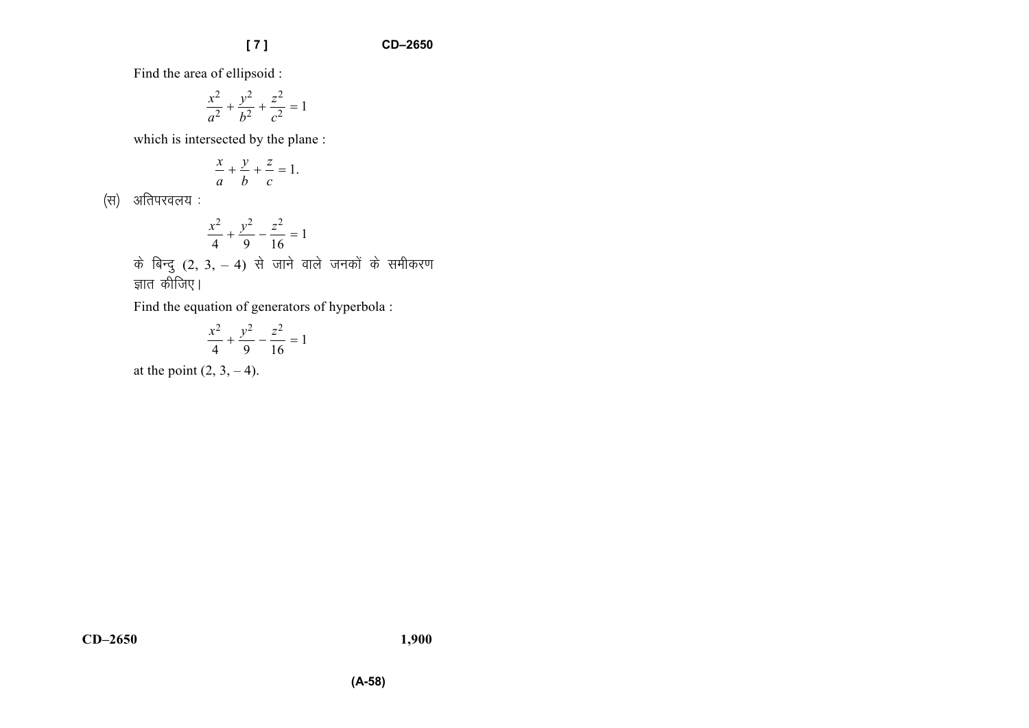Find the area of ellipsoid :

$$\frac{x^2}{a^2} + \frac{y^2}{b^2} + \frac{z^2}{c^2} = 1$$

which is intersected by the plane :

$$\frac{x}{a} + \frac{y}{b} + \frac{z}{c} = 1.$$

(स) अतिपरवलय :

$$\frac{x^2}{4} + \frac{y^2}{9} - \frac{z^2}{16} = 1$$

के बिन्दु (2, 3, – 4) से जाने वाले जनकों के समीकरण ज्ञात कीजिए।

Find the equation of generators of hyperbola :

$$\frac{x^2}{4} + \frac{y^2}{9} - \frac{z^2}{16} = 1$$

at the point (2, 3, – 4).

CD–2650 1,900